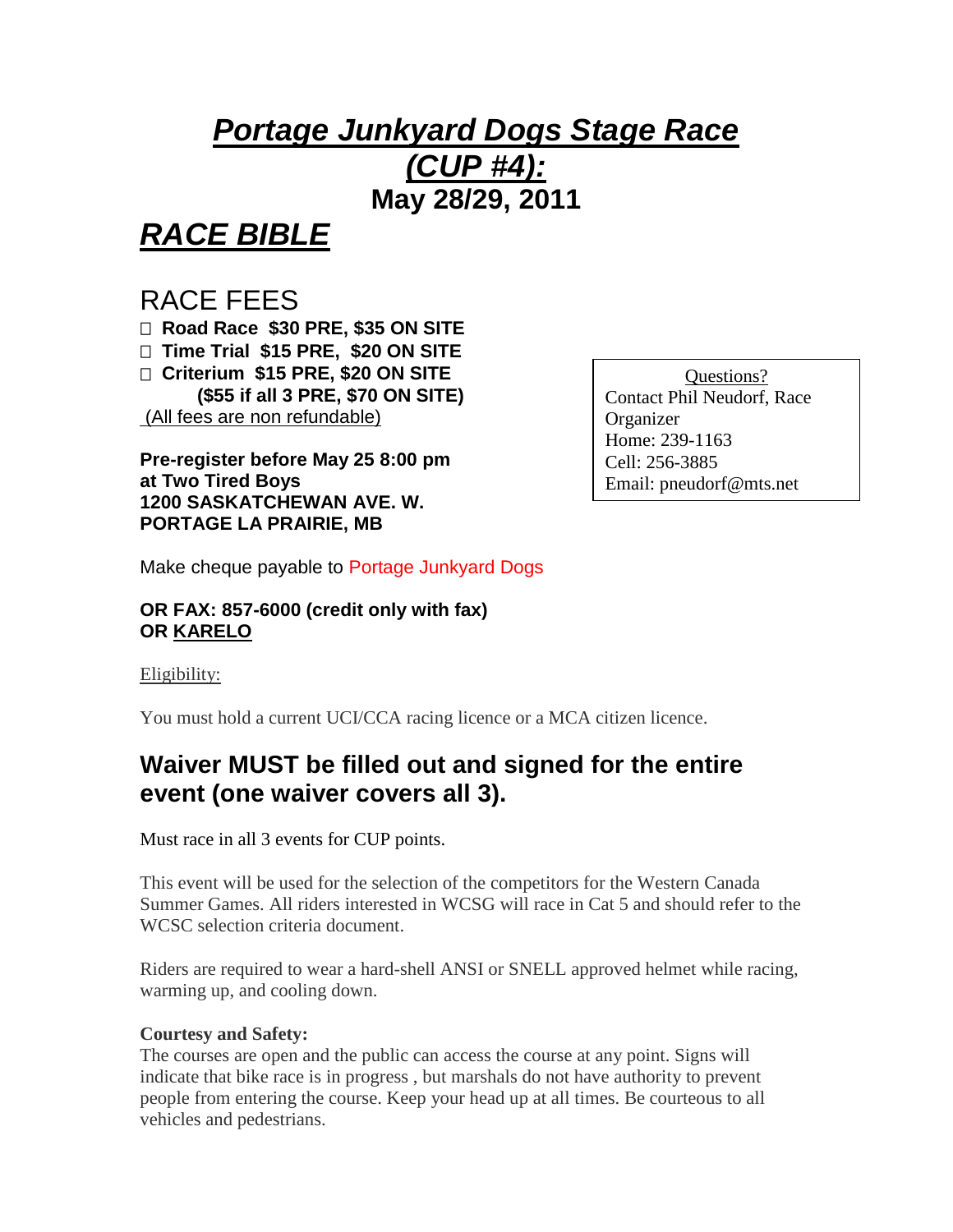# ***Portage Junkyard Dogs Stage Race (CUP #4):***

## **May 28/29, 2011**

# ***RACE BIBLE***

## RACE FEES

- **Road Race $30 PRE, $35 ON SITE**
- **Time Trial $15 PRE, $20 ON SITE**
- **Criterium $15 PRE, $20 ON SITE**
  **($55 if all 3 PRE, $70 ON SITE)**

(All fees are non refundable)

**Pre-register before May 25 8:00 pm at Two Tired Boys 1200 SASKATCHEWAN AVE. W. PORTAGE LA PRAIRIE, MB**

Make cheque payable to Portage Junkyard Dogs

**OR FAX: 857-6000 (credit only with fax)**
**OR KARELO**

> Questions?
> Contact Phil Neudorf, Race Organizer
> Home: 239-1163
> Cell: 256-3885
> Email: pneudorf@mts.net

Eligibility:

You must hold a current UCI/CCA racing licence or a MCA citizen licence.

## Waiver MUST be filled out and signed for the entire event (one waiver covers all 3).

Must race in all 3 events for CUP points.

This event will be used for the selection of the competitors for the Western Canada Summer Games. All riders interested in WCSG will race in Cat 5 and should refer to the WCSC selection criteria document.

Riders are required to wear a hard-shell ANSI or SNELL approved helmet while racing, warming up, and cooling down.

**Courtesy and Safety:**
The courses are open and the public can access the course at any point. Signs will indicate that bike race is in progress , but marshals do not have authority to prevent people from entering the course. Keep your head up at all times. Be courteous to all vehicles and pedestrians.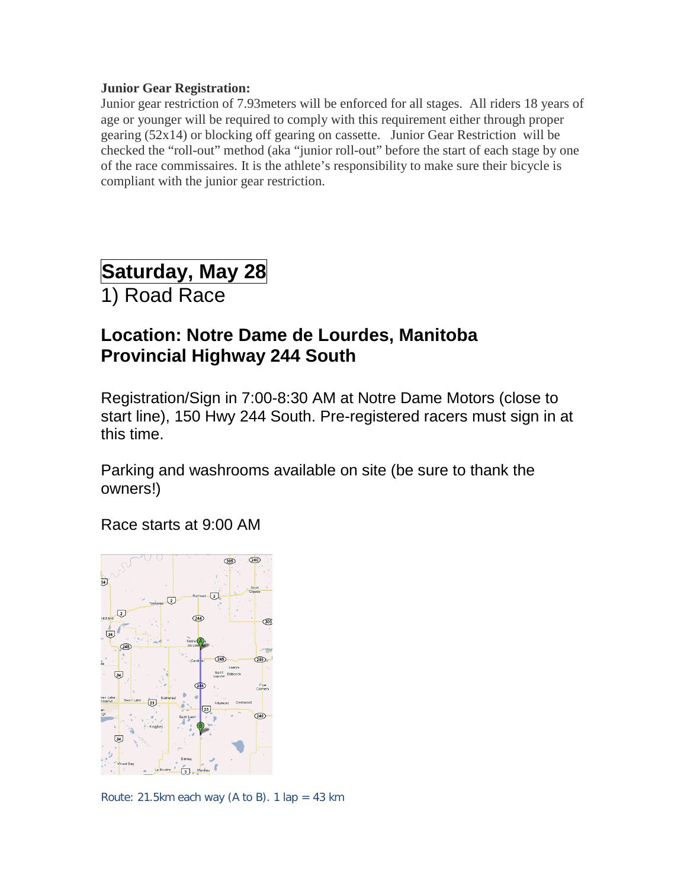**Junior Gear Registration:**
Junior gear restriction of 7.93meters will be enforced for all stages. All riders 18 years of age or younger will be required to comply with this requirement either through proper gearing (52x14) or blocking off gearing on cassette. Junior Gear Restriction will be checked the "roll-out" method (aka "junior roll-out" before the start of each stage by one of the race commissaires. It is the athlete's responsibility to make sure their bicycle is compliant with the junior gear restriction.

## Saturday, May 28

1) Road Race

### Location: Notre Dame de Lourdes, Manitoba
### Provincial Highway 244 South

Registration/Sign in 7:00-8:30 AM at Notre Dame Motors (close to start line), 150 Hwy 244 South. Pre-registered racers must sign in at this time.

Parking and washrooms available on site (be sure to thank the owners!)

Race starts at 9:00 AM

Route: 21.5km each way (A to B). 1 lap = 43 km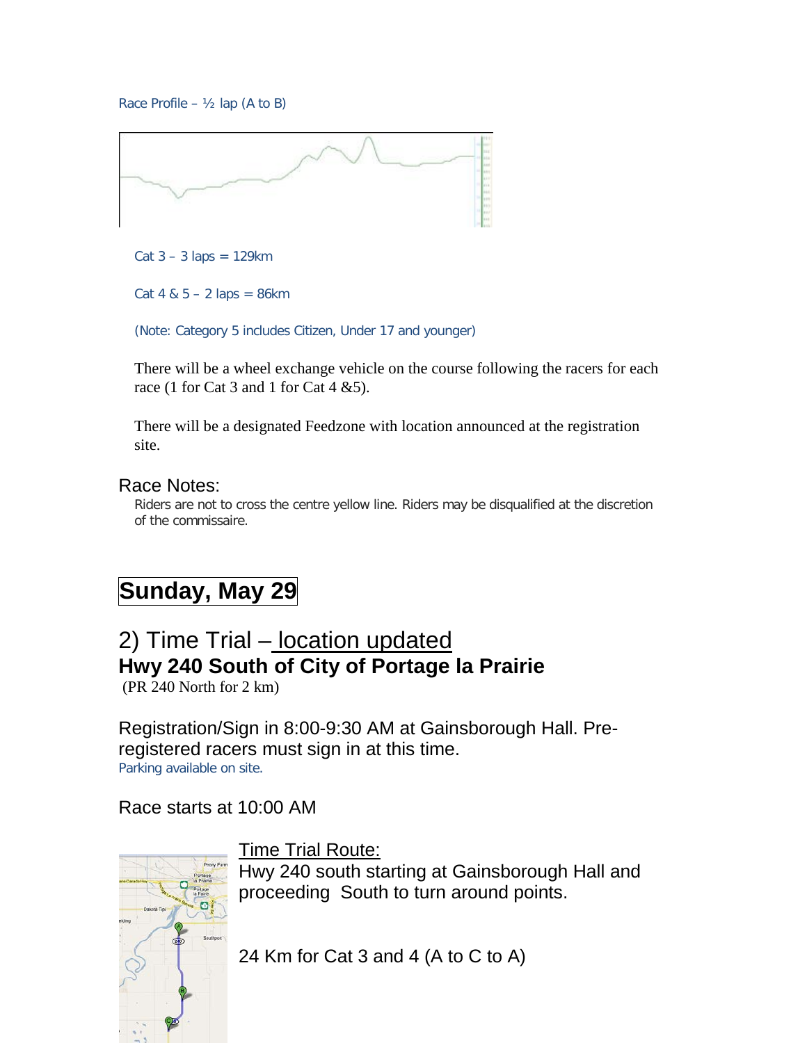Race Profile – ½ lap (A to B)

Cat 3 – 3 laps = 129km

Cat 4 & 5 – 2 laps = 86km

(Note: Category 5 includes Citizen, Under 17 and younger)

There will be a wheel exchange vehicle on the course following the racers for each race (1 for Cat 3 and 1 for Cat 4 &5).

There will be a designated Feedzone with location announced at the registration site.

Race Notes:

Riders are not to cross the centre yellow line. Riders may be disqualified at the discretion of the commissaire.

# Sunday, May 29

## 2) Time Trial – location updated

### Hwy 240 South of City of Portage la Prairie

(PR 240 North for 2 km)

Registration/Sign in 8:00-9:30 AM at Gainsborough Hall. Pre-registered racers must sign in at this time.

Parking available on site.

Race starts at 10:00 AM

Time Trial Route:

Hwy 240 south starting at Gainsborough Hall and proceeding South to turn around points.

24 Km for Cat 3 and 4 (A to C to A)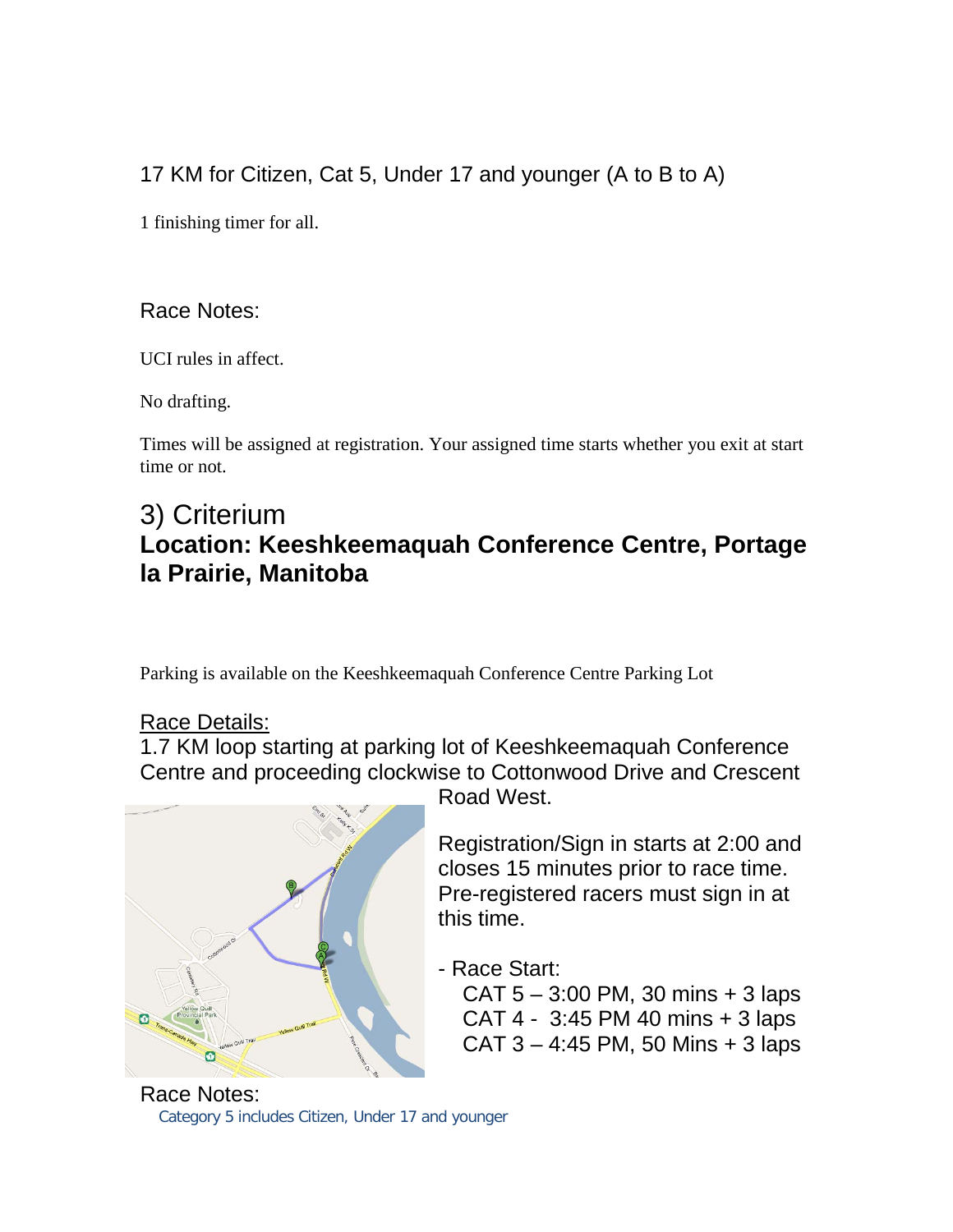17 KM for Citizen, Cat 5, Under 17 and younger (A to B to A)

1 finishing timer for all.

Race Notes:

UCI rules in affect.

No drafting.

Times will be assigned at registration. Your assigned time starts whether you exit at start time or not.

## 3) Criterium

## Location: Keeshkeemaquah Conference Centre, Portage la Prairie, Manitoba

Parking is available on the Keeshkeemaquah Conference Centre Parking Lot

Race Details:

1.7 KM loop starting at parking lot of Keeshkeemaquah Conference Centre and proceeding clockwise to Cottonwood Drive and Crescent Road West.

Registration/Sign in starts at 2:00 and closes 15 minutes prior to race time. Pre-registered racers must sign in at this time.

- Race Start:
  - CAT 5 – 3:00 PM, 30 mins + 3 laps
  - CAT 4 - 3:45 PM 40 mins + 3 laps
  - CAT 3 – 4:45 PM, 50 Mins + 3 laps

Race Notes:

Category 5 includes Citizen, Under 17 and younger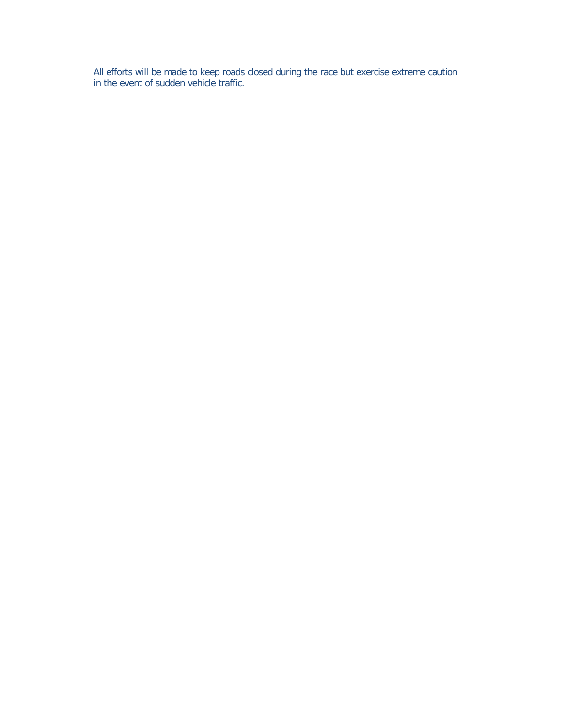All efforts will be made to keep roads closed during the race but exercise extreme caution in the event of sudden vehicle traffic.